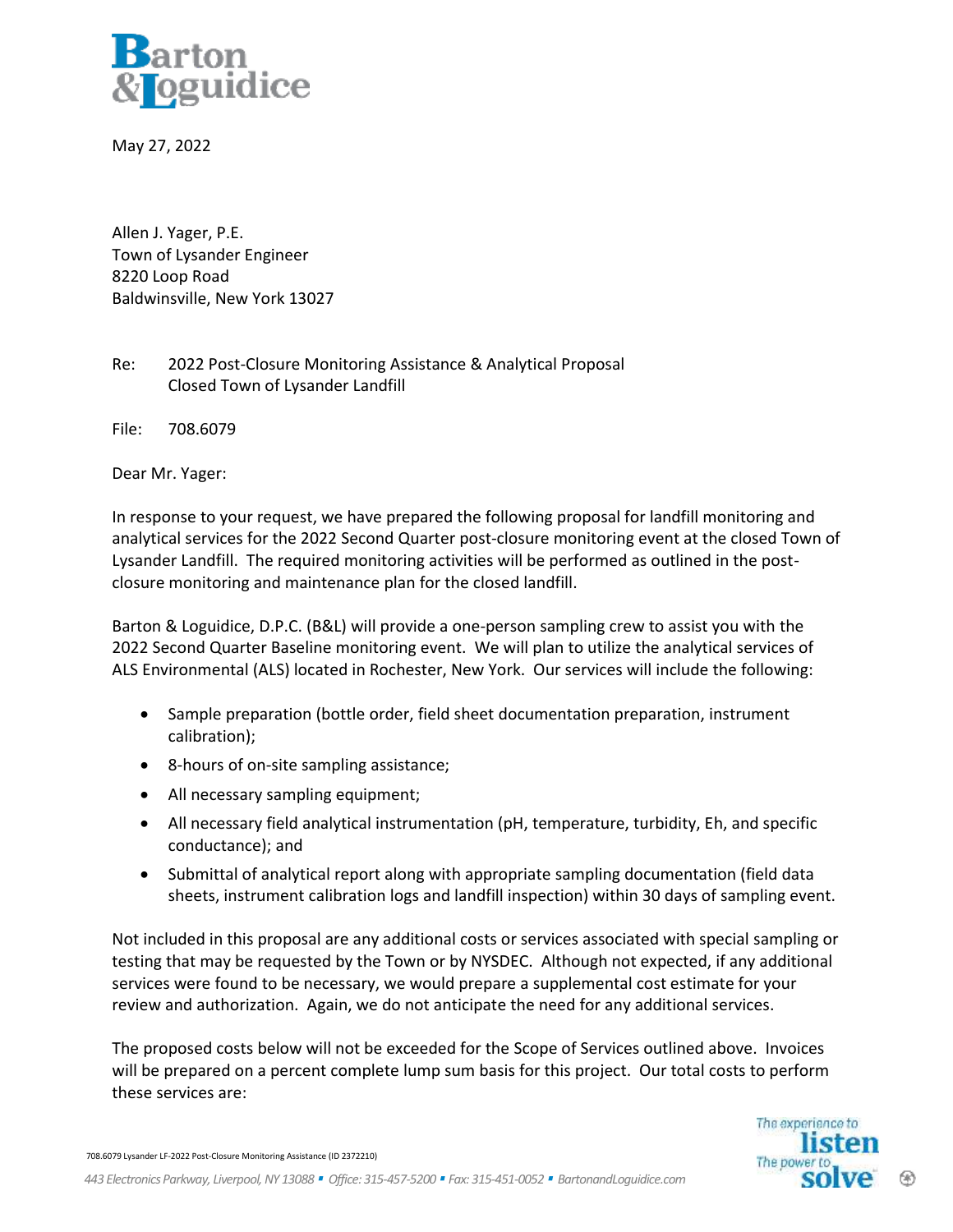Barton & Loguidice

May 27, 2022

Allen J. Yager, P.E.
Town of Lysander Engineer
8220 Loop Road
Baldwinsville, New York 13027

Re: 2022 Post-Closure Monitoring Assistance & Analytical Proposal
Closed Town of Lysander Landfill

File: 708.6079

Dear Mr. Yager:

In response to your request, we have prepared the following proposal for landfill monitoring and analytical services for the 2022 Second Quarter post-closure monitoring event at the closed Town of Lysander Landfill. The required monitoring activities will be performed as outlined in the post-closure monitoring and maintenance plan for the closed landfill.

Barton & Loguidice, D.P.C. (B&L) will provide a one-person sampling crew to assist you with the 2022 Second Quarter Baseline monitoring event. We will plan to utilize the analytical services of ALS Environmental (ALS) located in Rochester, New York. Our services will include the following:

- Sample preparation (bottle order, field sheet documentation preparation, instrument calibration);
- 8-hours of on-site sampling assistance;
- All necessary sampling equipment;
- All necessary field analytical instrumentation (pH, temperature, turbidity, Eh, and specific conductance); and
- Submittal of analytical report along with appropriate sampling documentation (field data sheets, instrument calibration logs and landfill inspection) within 30 days of sampling event.

Not included in this proposal are any additional costs or services associated with special sampling or testing that may be requested by the Town or by NYSDEC. Although not expected, if any additional services were found to be necessary, we would prepare a supplemental cost estimate for your review and authorization. Again, we do not anticipate the need for any additional services.

The proposed costs below will not be exceeded for the Scope of Services outlined above. Invoices will be prepared on a percent complete lump sum basis for this project. Our total costs to perform these services are: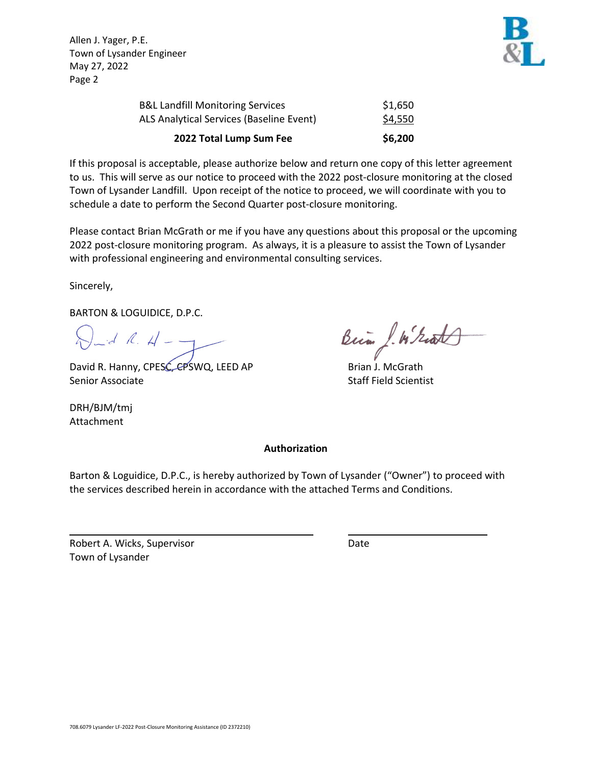Allen J. Yager, P.E.
Town of Lysander Engineer
May 27, 2022

| | |
|---|---|
| B&L Landfill Monitoring Services | $1,650 |
| ALS Analytical Services (Baseline Event) | $4,550 |
| **2022 Total Lump Sum Fee** | **$6,200** |

If this proposal is acceptable, please authorize below and return one copy of this letter agreement to us. This will serve as our notice to proceed with the 2022 post-closure monitoring at the closed Town of Lysander Landfill. Upon receipt of the notice to proceed, we will coordinate with you to schedule a date to perform the Second Quarter post-closure monitoring.

Please contact Brian McGrath or me if you have any questions about this proposal or the upcoming 2022 post-closure monitoring program. As always, it is a pleasure to assist the Town of Lysander with professional engineering and environmental consulting services.

Sincerely,

BARTON & LOGUIDICE, D.P.C.

David R. Hanny, CPESC, CPSWQ, LEED AP
Senior Associate

Brian J. McGrath
Staff Field Scientist

DRH/BJM/tmj
Attachment

**Authorization**

Barton & Loguidice, D.P.C., is hereby authorized by Town of Lysander ("Owner") to proceed with the services described herein in accordance with the attached Terms and Conditions.

Robert A. Wicks, Supervisor
Town of Lysander

Date

708.6079 Lysander LF-2022 Post-Closure Monitoring Assistance (ID 2372210)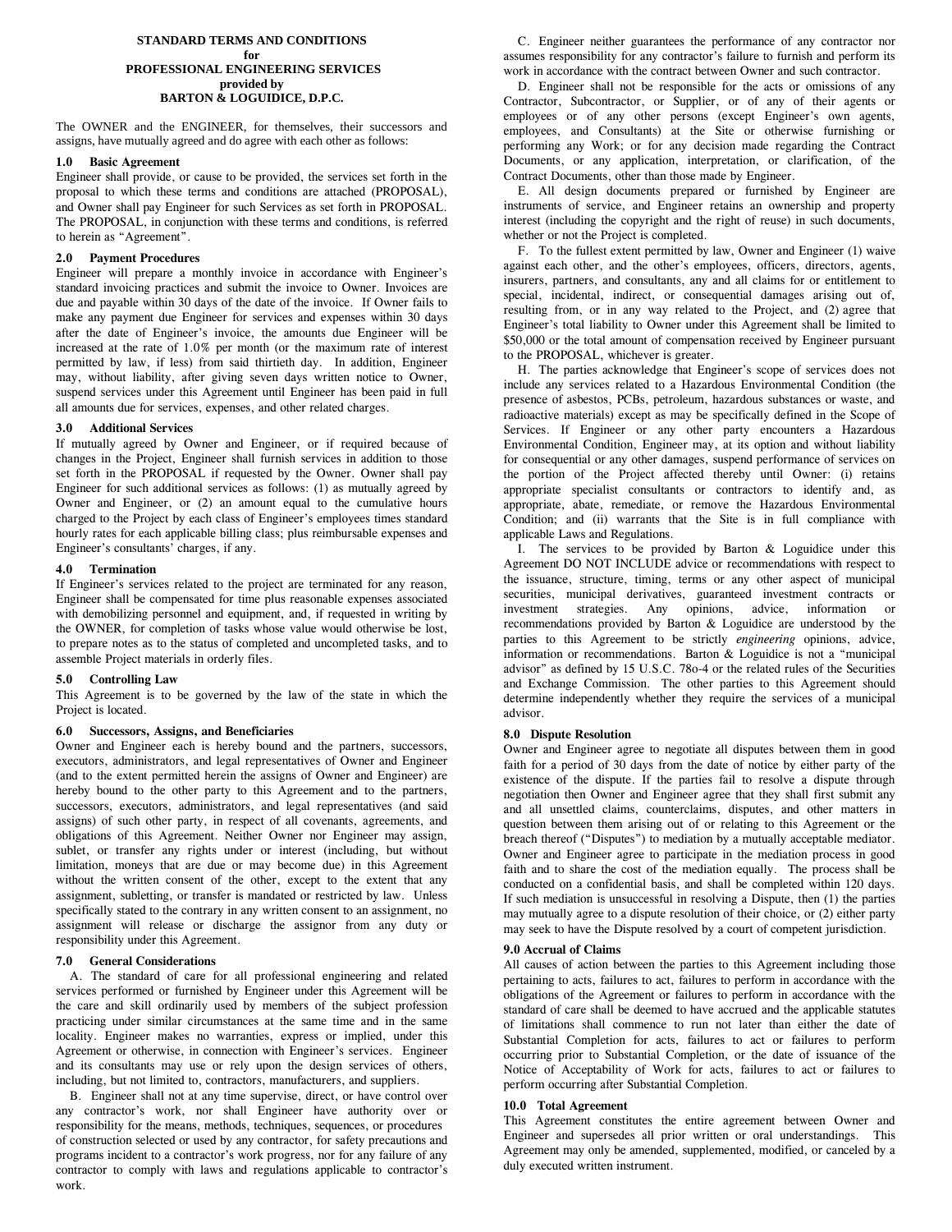**STANDARD TERMS AND CONDITIONS**
**for**
**PROFESSIONAL ENGINEERING SERVICES**
**provided by**
**BARTON & LOGUIDICE, D.P.C.**

The OWNER and the ENGINEER, for themselves, their successors and assigns, have mutually agreed and do agree with each other as follows:

**1.0 Basic Agreement**

Engineer shall provide, or cause to be provided, the services set forth in the proposal to which these terms and conditions are attached (PROPOSAL), and Owner shall pay Engineer for such Services as set forth in PROPOSAL. The PROPOSAL, in conjunction with these terms and conditions, is referred to herein as "Agreement".

**2.0 Payment Procedures**

Engineer will prepare a monthly invoice in accordance with Engineer's standard invoicing practices and submit the invoice to Owner. Invoices are due and payable within 30 days of the date of the invoice. If Owner fails to make any payment due Engineer for services and expenses within 30 days after the date of Engineer's invoice, the amounts due Engineer will be increased at the rate of 1.0% per month (or the maximum rate of interest permitted by law, if less) from said thirtieth day. In addition, Engineer may, without liability, after giving seven days written notice to Owner, suspend services under this Agreement until Engineer has been paid in full all amounts due for services, expenses, and other related charges.

**3.0 Additional Services**

If mutually agreed by Owner and Engineer, or if required because of changes in the Project, Engineer shall furnish services in addition to those set forth in the PROPOSAL if requested by the Owner. Owner shall pay Engineer for such additional services as follows: (1) as mutually agreed by Owner and Engineer, or (2) an amount equal to the cumulative hours charged to the Project by each class of Engineer's employees times standard hourly rates for each applicable billing class; plus reimbursable expenses and Engineer's consultants' charges, if any.

**4.0 Termination**

If Engineer's services related to the project are terminated for any reason, Engineer shall be compensated for time plus reasonable expenses associated with demobilizing personnel and equipment, and, if requested in writing by the OWNER, for completion of tasks whose value would otherwise be lost, to prepare notes as to the status of completed and uncompleted tasks, and to assemble Project materials in orderly files.

**5.0 Controlling Law**

This Agreement is to be governed by the law of the state in which the Project is located.

**6.0 Successors, Assigns, and Beneficiaries**

Owner and Engineer each is hereby bound and the partners, successors, executors, administrators, and legal representatives of Owner and Engineer (and to the extent permitted herein the assigns of Owner and Engineer) are hereby bound to the other party to this Agreement and to the partners, successors, executors, administrators, and legal representatives (and said assigns) of such other party, in respect of all covenants, agreements, and obligations of this Agreement. Neither Owner nor Engineer may assign, sublet, or transfer any rights under or interest (including, but without limitation, moneys that are due or may become due) in this Agreement without the written consent of the other, except to the extent that any assignment, subletting, or transfer is mandated or restricted by law. Unless specifically stated to the contrary in any written consent to an assignment, no assignment will release or discharge the assignor from any duty or responsibility under this Agreement.

**7.0 General Considerations**

A. The standard of care for all professional engineering and related services performed or furnished by Engineer under this Agreement will be the care and skill ordinarily used by members of the subject profession practicing under similar circumstances at the same time and in the same locality. Engineer makes no warranties, express or implied, under this Agreement or otherwise, in connection with Engineer's services. Engineer and its consultants may use or rely upon the design services of others, including, but not limited to, contractors, manufacturers, and suppliers.

B. Engineer shall not at any time supervise, direct, or have control over any contractor's work, nor shall Engineer have authority over or responsibility for the means, methods, techniques, sequences, or procedures of construction selected or used by any contractor, for safety precautions and programs incident to a contractor's work progress, nor for any failure of any contractor to comply with laws and regulations applicable to contractor's work.

C. Engineer neither guarantees the performance of any contractor nor assumes responsibility for any contractor's failure to furnish and perform its work in accordance with the contract between Owner and such contractor.

D. Engineer shall not be responsible for the acts or omissions of any Contractor, Subcontractor, or Supplier, or of any of their agents or employees or of any other persons (except Engineer's own agents, employees, and Consultants) at the Site or otherwise furnishing or performing any Work; or for any decision made regarding the Contract Documents, or any application, interpretation, or clarification, of the Contract Documents, other than those made by Engineer.

E. All design documents prepared or furnished by Engineer are instruments of service, and Engineer retains an ownership and property interest (including the copyright and the right of reuse) in such documents, whether or not the Project is completed.

F. To the fullest extent permitted by law, Owner and Engineer (1) waive against each other, and the other's employees, officers, directors, agents, insurers, partners, and consultants, any and all claims for or entitlement to special, incidental, indirect, or consequential damages arising out of, resulting from, or in any way related to the Project, and (2) agree that Engineer's total liability to Owner under this Agreement shall be limited to $50,000 or the total amount of compensation received by Engineer pursuant to the PROPOSAL, whichever is greater.

H. The parties acknowledge that Engineer's scope of services does not include any services related to a Hazardous Environmental Condition (the presence of asbestos, PCBs, petroleum, hazardous substances or waste, and radioactive materials) except as may be specifically defined in the Scope of Services. If Engineer or any other party encounters a Hazardous Environmental Condition, Engineer may, at its option and without liability for consequential or any other damages, suspend performance of services on the portion of the Project affected thereby until Owner: (i) retains appropriate specialist consultants or contractors to identify and, as appropriate, abate, remediate, or remove the Hazardous Environmental Condition; and (ii) warrants that the Site is in full compliance with applicable Laws and Regulations.

I. The services to be provided by Barton & Loguidice under this Agreement DO NOT INCLUDE advice or recommendations with respect to the issuance, structure, timing, terms or any other aspect of municipal securities, municipal derivatives, guaranteed investment contracts or investment strategies. Any opinions, advice, information or recommendations provided by Barton & Loguidice are understood by the parties to this Agreement to be strictly *engineering* opinions, advice, information or recommendations. Barton & Loguidice is not a "municipal advisor" as defined by 15 U.S.C. 78o-4 or the related rules of the Securities and Exchange Commission. The other parties to this Agreement should determine independently whether they require the services of a municipal advisor.

**8.0 Dispute Resolution**

Owner and Engineer agree to negotiate all disputes between them in good faith for a period of 30 days from the date of notice by either party of the existence of the dispute. If the parties fail to resolve a dispute through negotiation then Owner and Engineer agree that they shall first submit any and all unsettled claims, counterclaims, disputes, and other matters in question between them arising out of or relating to this Agreement or the breach thereof ("Disputes") to mediation by a mutually acceptable mediator. Owner and Engineer agree to participate in the mediation process in good faith and to share the cost of the mediation equally. The process shall be conducted on a confidential basis, and shall be completed within 120 days. If such mediation is unsuccessful in resolving a Dispute, then (1) the parties may mutually agree to a dispute resolution of their choice, or (2) either party may seek to have the Dispute resolved by a court of competent jurisdiction.

**9.0 Accrual of Claims**

All causes of action between the parties to this Agreement including those pertaining to acts, failures to act, failures to perform in accordance with the obligations of the Agreement or failures to perform in accordance with the standard of care shall be deemed to have accrued and the applicable statutes of limitations shall commence to run not later than either the date of Substantial Completion for acts, failures to act or failures to perform occurring prior to Substantial Completion, or the date of issuance of the Notice of Acceptability of Work for acts, failures to act or failures to perform occurring after Substantial Completion.

**10.0 Total Agreement**

This Agreement constitutes the entire agreement between Owner and Engineer and supersedes all prior written or oral understandings. This Agreement may only be amended, supplemented, modified, or canceled by a duly executed written instrument.